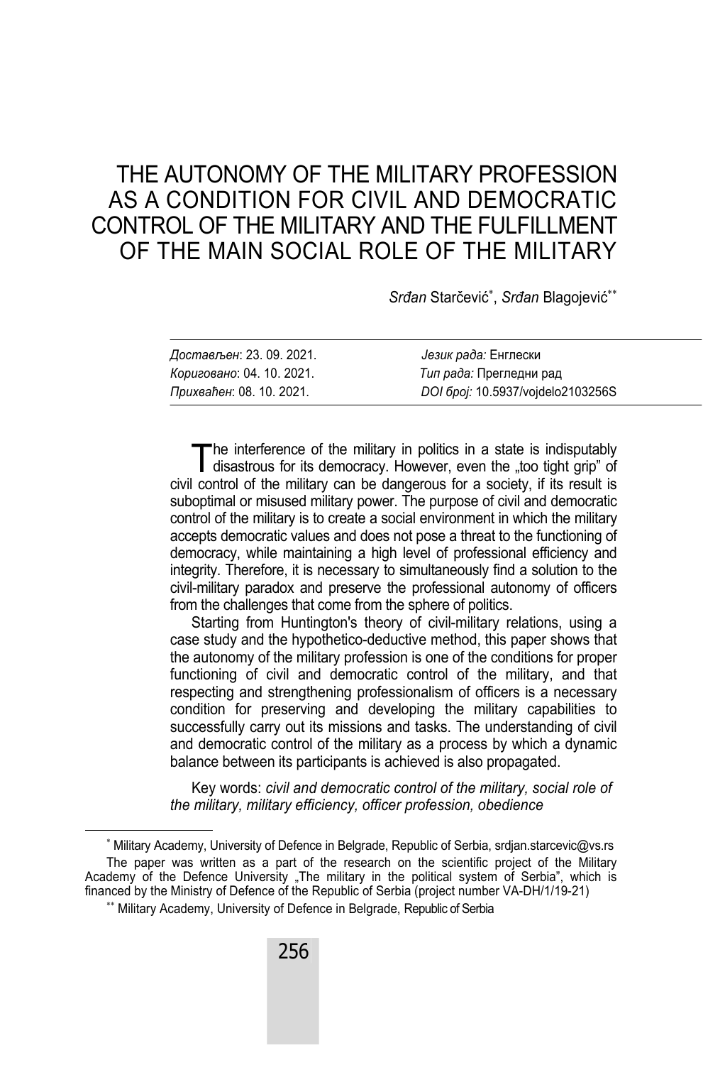# THE AUTONOMY OF THE MILITARY PROFESSION AS A CONDITION FOR CIVIL AND DEMOCRATIC CONTROL OF THE MILITARY AND THE FULFILLMENT OF THE MAIN SOCIAL ROLE OF THE MILITARY

*Srđan* Starčević[*], *Srđan* Blagojević[**]

| | |
|---|---|
| *Достављен*: 23. 09. 2021. | *Језик рада:* Енглески |
| *Кориговано*: 04. 10. 2021. | *Тип рада:* Прегледни рад |
| *Прихваћен*: 08. 10. 2021. | *DOI број:* 10.5937/vojdelo2103256S |

The interference of the military in politics in a state is indisputably disastrous for its democracy. However, even the „too tight grip" of civil control of the military can be dangerous for a society, if its result is suboptimal or misused military power. The purpose of civil and democratic control of the military is to create a social environment in which the military accepts democratic values and does not pose a threat to the functioning of democracy, while maintaining a high level of professional efficiency and integrity. Therefore, it is necessary to simultaneously find a solution to the civil-military paradox and preserve the professional autonomy of officers from the challenges that come from the sphere of politics.

Starting from Huntington's theory of civil-military relations, using a case study and the hypothetico-deductive method, this paper shows that the autonomy of the military profession is one of the conditions for proper functioning of civil and democratic control of the military, and that respecting and strengthening professionalism of officers is a necessary condition for preserving and developing the military capabilities to successfully carry out its missions and tasks. The understanding of civil and democratic control of the military as a process by which a dynamic balance between its participants is achieved is also propagated.

Key words: *civil and democratic control of the military, social role of the military, military efficiency, officer profession, obedience*

---

[*] Military Academy, University of Defence in Belgrade, Republic of Serbia, srdjan.starcevic@vs.rs

The paper was written as a part of the research on the scientific project of the Military Academy of the Defence University „The military in the political system of Serbia", which is financed by the Ministry of Defence of the Republic of Serbia (project number VA-DH/1/19-21)

[**] Military Academy, University of Defence in Belgrade, Republic of Serbia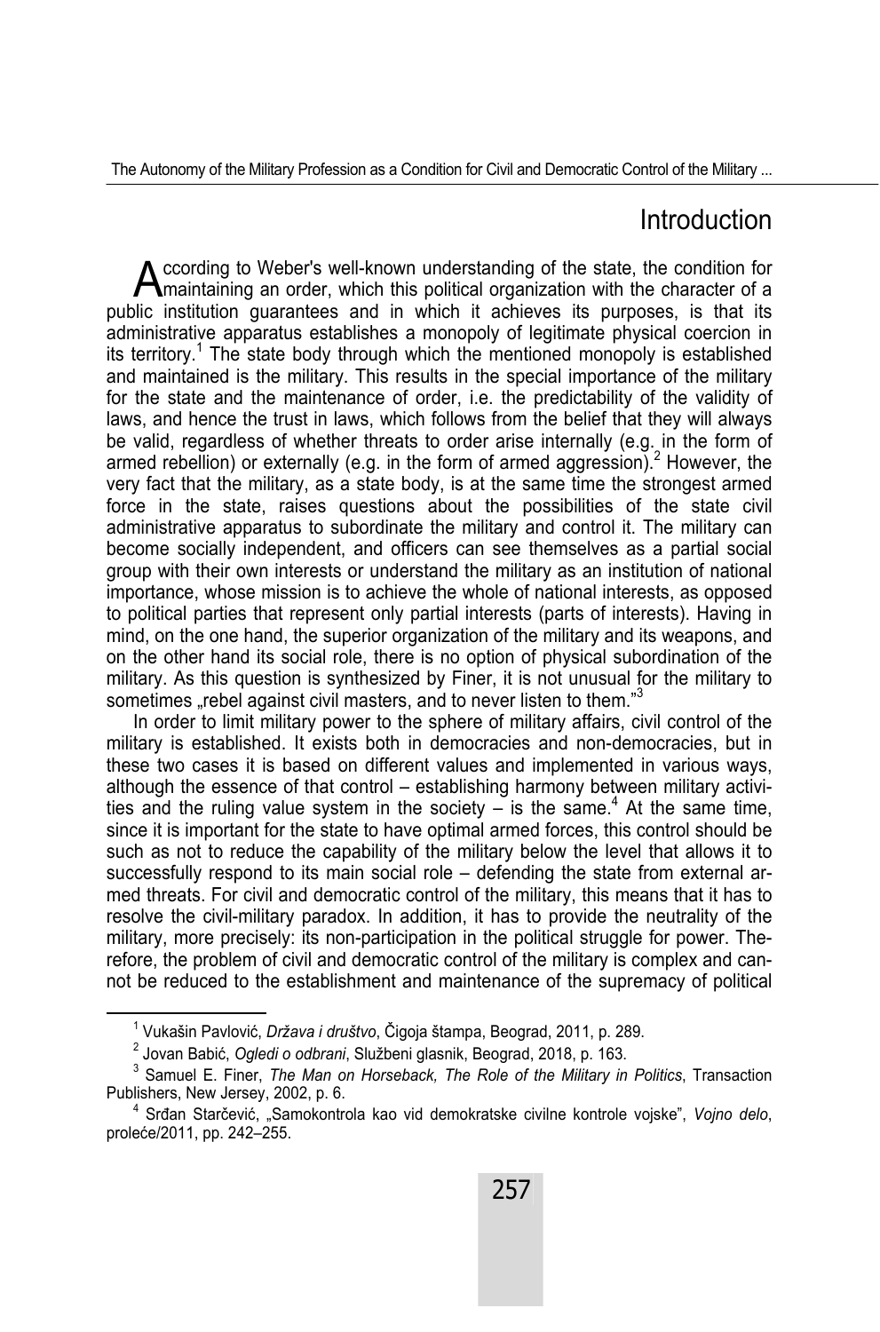## Introduction

According to Weber's well-known understanding of the state, the condition for maintaining an order, which this political organization with the character of a public institution guarantees and in which it achieves its purposes, is that its administrative apparatus establishes a monopoly of legitimate physical coercion in its territory.[1] The state body through which the mentioned monopoly is established and maintained is the military. This results in the special importance of the military for the state and the maintenance of order, i.e. the predictability of the validity of laws, and hence the trust in laws, which follows from the belief that they will always be valid, regardless of whether threats to order arise internally (e.g. in the form of armed rebellion) or externally (e.g. in the form of armed aggression).[2] However, the very fact that the military, as a state body, is at the same time the strongest armed force in the state, raises questions about the possibilities of the state civil administrative apparatus to subordinate the military and control it. The military can become socially independent, and officers can see themselves as a partial social group with their own interests or understand the military as an institution of national importance, whose mission is to achieve the whole of national interests, as opposed to political parties that represent only partial interests (parts of interests). Having in mind, on the one hand, the superior organization of the military and its weapons, and on the other hand its social role, there is no option of physical subordination of the military. As this question is synthesized by Finer, it is not unusual for the military to sometimes „rebel against civil masters, and to never listen to them."[3]

In order to limit military power to the sphere of military affairs, civil control of the military is established. It exists both in democracies and non-democracies, but in these two cases it is based on different values and implemented in various ways, although the essence of that control – establishing harmony between military activities and the ruling value system in the society – is the same.[4] At the same time, since it is important for the state to have optimal armed forces, this control should be such as not to reduce the capability of the military below the level that allows it to successfully respond to its main social role – defending the state from external armed threats. For civil and democratic control of the military, this means that it has to resolve the civil-military paradox. In addition, it has to provide the neutrality of the military, more precisely: its non-participation in the political struggle for power. Therefore, the problem of civil and democratic control of the military is complex and cannot be reduced to the establishment and maintenance of the supremacy of political

---

[1] Vukašin Pavlović, *Država i društvo*, Čigoja štampa, Beograd, 2011, p. 289.

[2] Jovan Babić, *Ogledi o odbrani*, Službeni glasnik, Beograd, 2018, p. 163.

[3] Samuel E. Finer, *The Man on Horseback, The Role of the Military in Politics*, Transaction Publishers, New Jersey, 2002, p. 6.

[4] Srđan Starčević, „Samokontrola kao vid demokratske civilne kontrole vojske", *Vojno delo*, proleće/2011, pp. 242–255.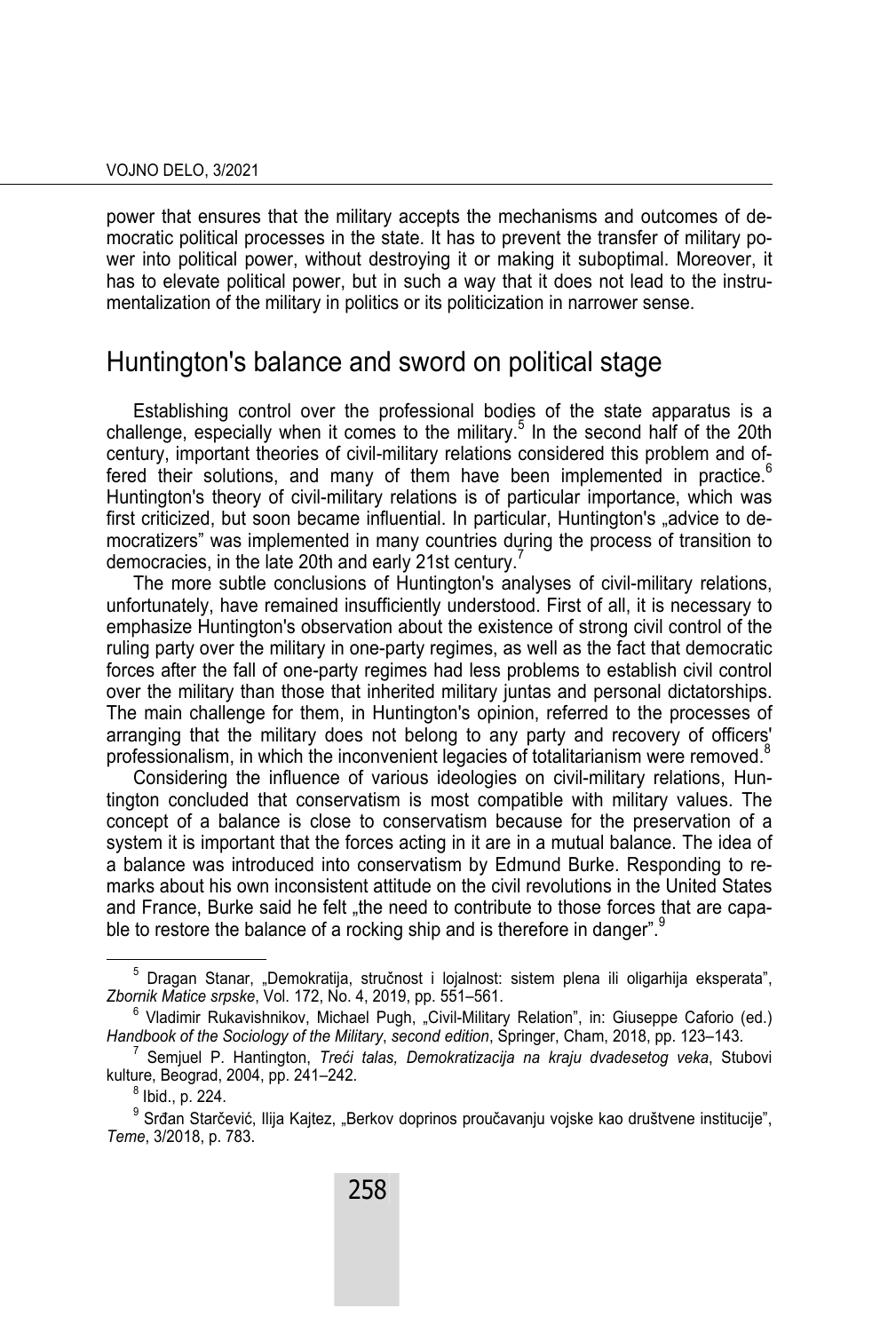power that ensures that the military accepts the mechanisms and outcomes of democratic political processes in the state. It has to prevent the transfer of military power into political power, without destroying it or making it suboptimal. Moreover, it has to elevate political power, but in such a way that it does not lead to the instrumentalization of the military in politics or its politicization in narrower sense.

## Huntington's balance and sword on political stage

Establishing control over the professional bodies of the state apparatus is a challenge, especially when it comes to the military.[5] In the second half of the 20th century, important theories of civil-military relations considered this problem and offered their solutions, and many of them have been implemented in practice.[6] Huntington's theory of civil-military relations is of particular importance, which was first criticized, but soon became influential. In particular, Huntington's „advice to democratizers" was implemented in many countries during the process of transition to democracies, in the late 20th and early 21st century.[7]

The more subtle conclusions of Huntington's analyses of civil-military relations, unfortunately, have remained insufficiently understood. First of all, it is necessary to emphasize Huntington's observation about the existence of strong civil control of the ruling party over the military in one-party regimes, as well as the fact that democratic forces after the fall of one-party regimes had less problems to establish civil control over the military than those that inherited military juntas and personal dictatorships. The main challenge for them, in Huntington's opinion, referred to the processes of arranging that the military does not belong to any party and recovery of officers' professionalism, in which the inconvenient legacies of totalitarianism were removed.[8]

Considering the influence of various ideologies on civil-military relations, Huntington concluded that conservatism is most compatible with military values. The concept of a balance is close to conservatism because for the preservation of a system it is important that the forces acting in it are in a mutual balance. The idea of a balance was introduced into conservatism by Edmund Burke. Responding to remarks about his own inconsistent attitude on the civil revolutions in the United States and France, Burke said he felt „the need to contribute to those forces that are capable to restore the balance of a rocking ship and is therefore in danger".[9]

---

[5] Dragan Stanar, „Demokratija, stručnost i lojalnost: sistem plena ili oligarhija eksperata", *Zbornik Matice srpske*, Vol. 172, No. 4, 2019, pp. 551–561.

[6] Vladimir Rukavishnikov, Michael Pugh, „Civil-Military Relation", in: Giuseppe Caforio (ed.) *Handbook of the Sociology of the Military, second edition*, Springer, Cham, 2018, pp. 123–143.

[7] Semjuel P. Hantington, *Treći talas, Demokratizacija na kraju dvadesetog veka*, Stubovi kulture, Beograd, 2004, pp. 241–242.

[8] Ibid., p. 224.

[9] Srđan Starčević, Ilija Kajtez, „Berkov doprinos proučavanju vojske kao društvene institucije", *Teme*, 3/2018, p. 783.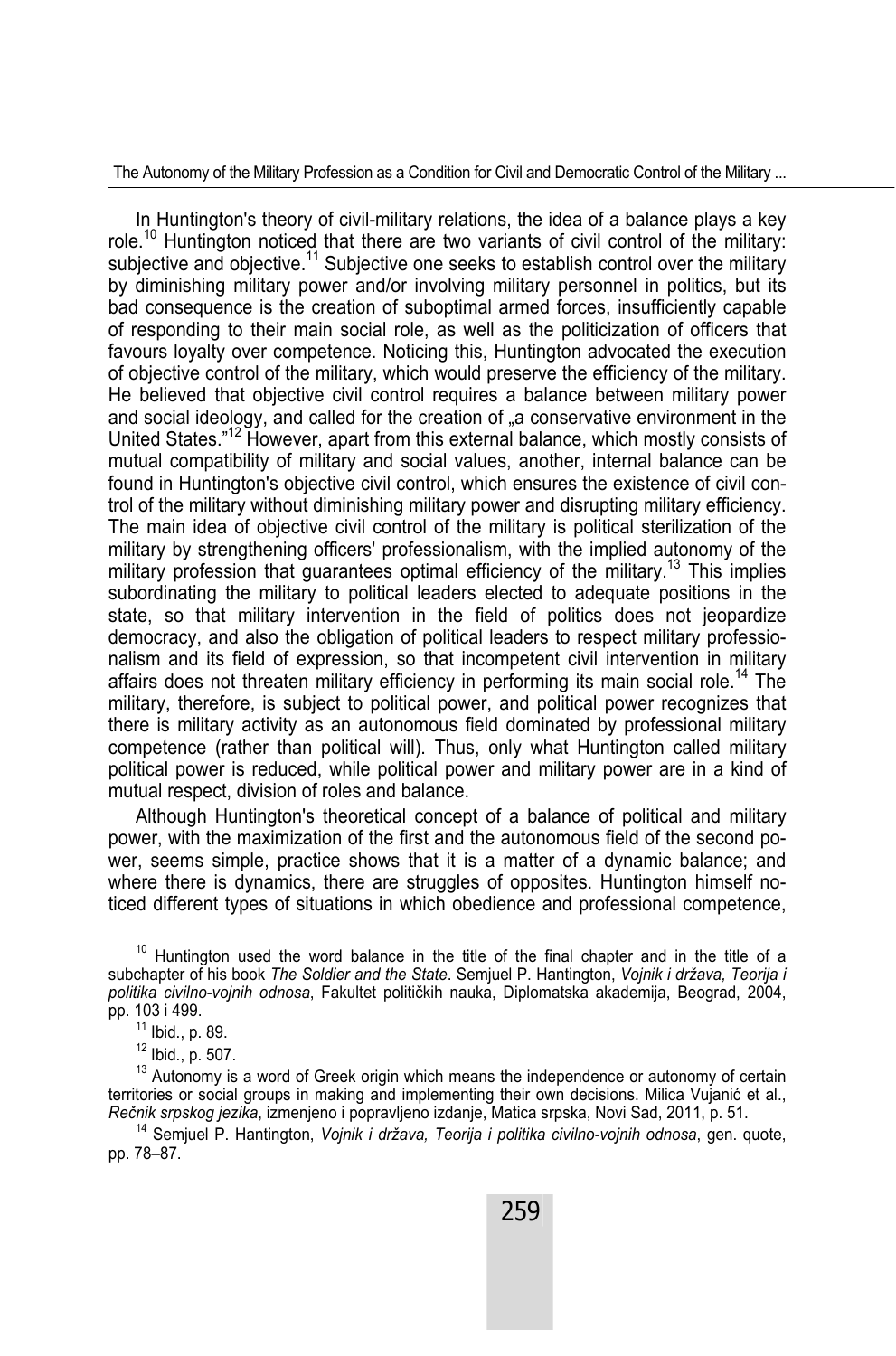In Huntington's theory of civil-military relations, the idea of a balance plays a key role.[10] Huntington noticed that there are two variants of civil control of the military: subjective and objective.[11] Subjective one seeks to establish control over the military by diminishing military power and/or involving military personnel in politics, but its bad consequence is the creation of suboptimal armed forces, insufficiently capable of responding to their main social role, as well as the politicization of officers that favours loyalty over competence. Noticing this, Huntington advocated the execution of objective control of the military, which would preserve the efficiency of the military. He believed that objective civil control requires a balance between military power and social ideology, and called for the creation of „a conservative environment in the United States."[12] However, apart from this external balance, which mostly consists of mutual compatibility of military and social values, another, internal balance can be found in Huntington's objective civil control, which ensures the existence of civil control of the military without diminishing military power and disrupting military efficiency. The main idea of objective civil control of the military is political sterilization of the military by strengthening officers' professionalism, with the implied autonomy of the military profession that guarantees optimal efficiency of the military.[13] This implies subordinating the military to political leaders elected to adequate positions in the state, so that military intervention in the field of politics does not jeopardize democracy, and also the obligation of political leaders to respect military professionalism and its field of expression, so that incompetent civil intervention in military affairs does not threaten military efficiency in performing its main social role.[14] The military, therefore, is subject to political power, and political power recognizes that there is military activity as an autonomous field dominated by professional military competence (rather than political will). Thus, only what Huntington called military political power is reduced, while political power and military power are in a kind of mutual respect, division of roles and balance.

Although Huntington's theoretical concept of a balance of political and military power, with the maximization of the first and the autonomous field of the second power, seems simple, practice shows that it is a matter of a dynamic balance; and where there is dynamics, there are struggles of opposites. Huntington himself noticed different types of situations in which obedience and professional competence,

---

[10] Huntington used the word balance in the title of the final chapter and in the title of a subchapter of his book *The Soldier and the State*. Semjuel P. Hantington, *Vojnik i država, Teorija i politika civilno-vojnih odnosa*, Fakultet političkih nauka, Diplomatska akademija, Beograd, 2004, pp. 103 i 499.

[11] Ibid., p. 89.

[12] Ibid., p. 507.

[13] Autonomy is a word of Greek origin which means the independence or autonomy of certain territories or social groups in making and implementing their own decisions. Milica Vujanić et al., *Rečnik srpskog jezika*, izmenjeno i popravljeno izdanje, Matica srpska, Novi Sad, 2011, p. 51.

[14] Semjuel P. Hantington, *Vojnik i država, Teorija i politika civilno-vojnih odnosa*, gen. quote, pp. 78–87.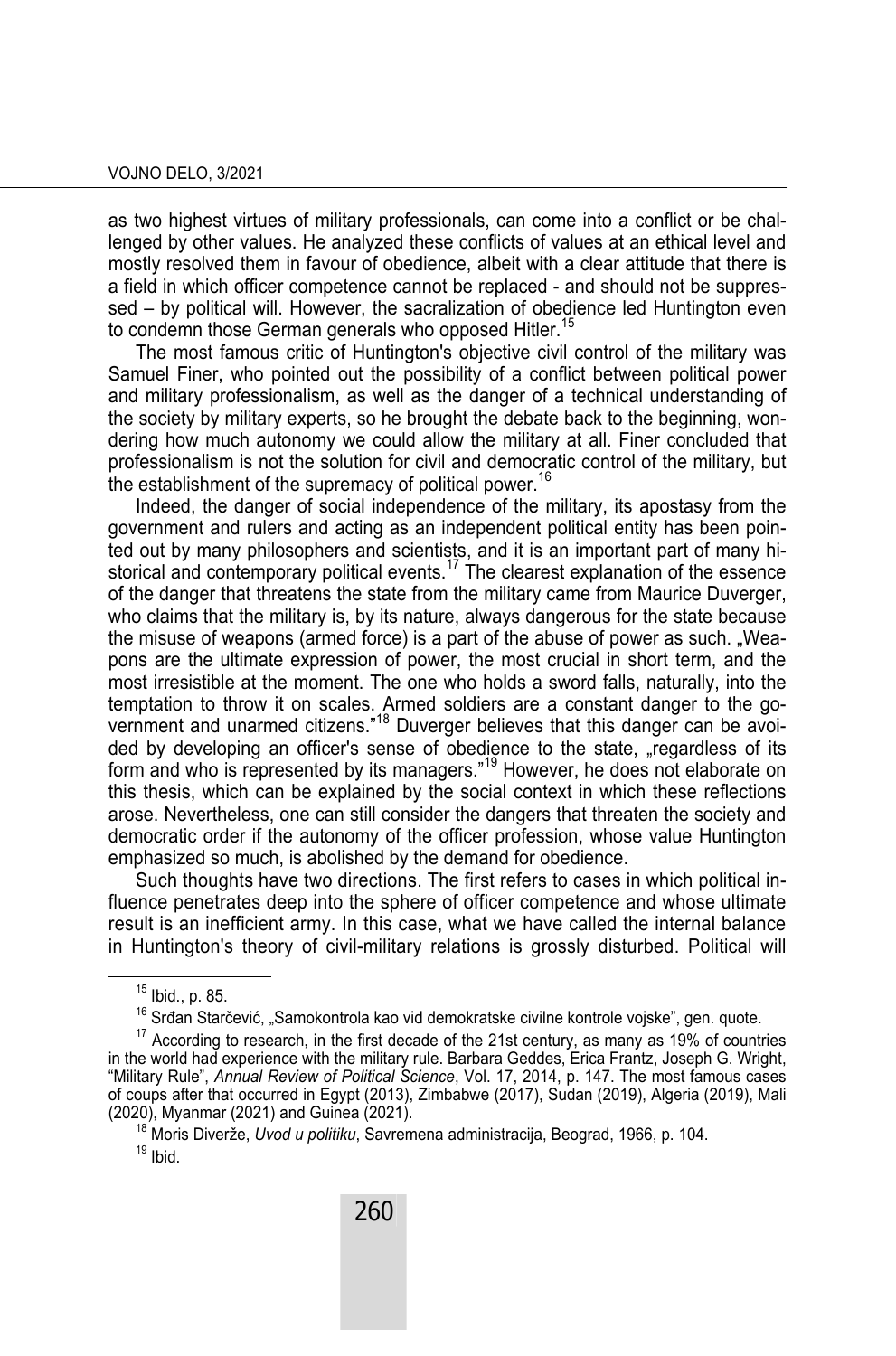as two highest virtues of military professionals, can come into a conflict or be challenged by other values. He analyzed these conflicts of values at an ethical level and mostly resolved them in favour of obedience, albeit with a clear attitude that there is a field in which officer competence cannot be replaced - and should not be suppressed – by political will. However, the sacralization of obedience led Huntington even to condemn those German generals who opposed Hitler.[15]

The most famous critic of Huntington's objective civil control of the military was Samuel Finer, who pointed out the possibility of a conflict between political power and military professionalism, as well as the danger of a technical understanding of the society by military experts, so he brought the debate back to the beginning, wondering how much autonomy we could allow the military at all. Finer concluded that professionalism is not the solution for civil and democratic control of the military, but the establishment of the supremacy of political power.[16]

Indeed, the danger of social independence of the military, its apostasy from the government and rulers and acting as an independent political entity has been pointed out by many philosophers and scientists, and it is an important part of many historical and contemporary political events.[17] The clearest explanation of the essence of the danger that threatens the state from the military came from Maurice Duverger, who claims that the military is, by its nature, always dangerous for the state because the misuse of weapons (armed force) is a part of the abuse of power as such. „Weapons are the ultimate expression of power, the most crucial in short term, and the most irresistible at the moment. The one who holds a sword falls, naturally, into the temptation to throw it on scales. Armed soldiers are a constant danger to the government and unarmed citizens."[18] Duverger believes that this danger can be avoided by developing an officer's sense of obedience to the state, „regardless of its form and who is represented by its managers."[19] However, he does not elaborate on this thesis, which can be explained by the social context in which these reflections arose. Nevertheless, one can still consider the dangers that threaten the society and democratic order if the autonomy of the officer profession, whose value Huntington emphasized so much, is abolished by the demand for obedience.

Such thoughts have two directions. The first refers to cases in which political influence penetrates deep into the sphere of officer competence and whose ultimate result is an inefficient army. In this case, what we have called the internal balance in Huntington's theory of civil-military relations is grossly disturbed. Political will

---

[15] Ibid., p. 85.

[16] Srđan Starčević, „Samokontrola kao vid demokratske civilne kontrole vojske", gen. quote.

[17] According to research, in the first decade of the 21st century, as many as 19% of countries in the world had experience with the military rule. Barbara Geddes, Erica Frantz, Joseph G. Wright, "Military Rule", *Annual Review of Political Science*, Vol. 17, 2014, p. 147. The most famous cases of coups after that occurred in Egypt (2013), Zimbabwe (2017), Sudan (2019), Algeria (2019), Mali (2020), Myanmar (2021) and Guinea (2021).

[18] Moris Diverže, *Uvod u politiku*, Savremena administracija, Beograd, 1966, p. 104.

[19] Ibid.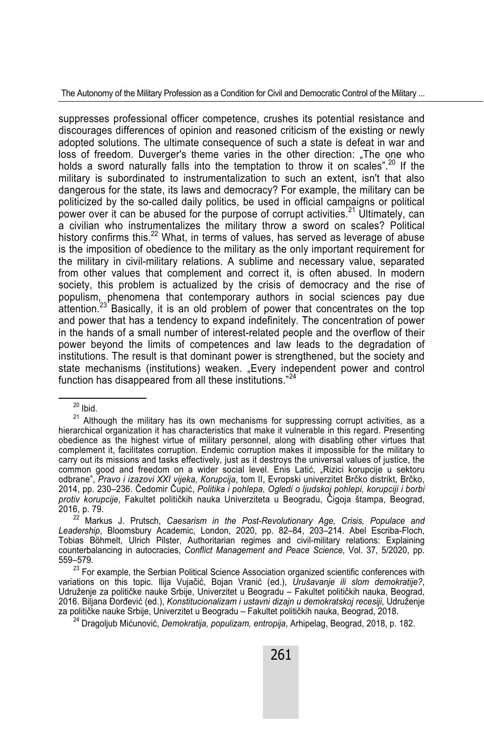suppresses professional officer competence, crushes its potential resistance and discourages differences of opinion and reasoned criticism of the existing or newly adopted solutions. The ultimate consequence of such a state is defeat in war and loss of freedom. Duverger's theme varies in the other direction: „The one who holds a sword naturally falls into the temptation to throw it on scales".[20] If the military is subordinated to instrumentalization to such an extent, isn't that also dangerous for the state, its laws and democracy? For example, the military can be politicized by the so-called daily politics, be used in official campaigns or political power over it can be abused for the purpose of corrupt activities.[21] Ultimately, can a civilian who instrumentalizes the military throw a sword on scales? Political history confirms this.[22] What, in terms of values, has served as leverage of abuse is the imposition of obedience to the military as the only important requirement for the military in civil-military relations. A sublime and necessary value, separated from other values that complement and correct it, is often abused. In modern society, this problem is actualized by the crisis of democracy and the rise of populism, phenomena that contemporary authors in social sciences pay due attention.[23] Basically, it is an old problem of power that concentrates on the top and power that has a tendency to expand indefinitely. The concentration of power in the hands of a small number of interest-related people and the overflow of their power beyond the limits of competences and law leads to the degradation of institutions. The result is that dominant power is strengthened, but the society and state mechanisms (institutions) weaken. „Every independent power and control function has disappeared from all these institutions."[24]

---

[20] Ibid.

[21] Although the military has its own mechanisms for suppressing corrupt activities, as a hierarchical organization it has characteristics that make it vulnerable in this regard. Presenting obedience as the highest virtue of military personnel, along with disabling other virtues that complement it, facilitates corruption. Endemic corruption makes it impossible for the military to carry out its missions and tasks effectively, just as it destroys the universal values of justice, the common good and freedom on a wider social level. Enis Latić, „Rizici korupcije u sektoru odbrane", *Pravo i izazovi XXI vijeka, Korupcija*, tom II, Evropski univerzitet Brčko distrikt, Brčko, 2014, pp. 230–236. Čedomir Čupić, *Politika i pohlepa, Ogledi o ljudskoj pohlepi, korupciji i borbi protiv korupcije*, Fakultet političkih nauka Univerziteta u Beogradu, Čigoja štampa, Beograd, 2016, p. 79.

[22] Markus J. Prutsch, *Caesarism in the Post-Revolutionary Age, Crisis, Populace and Leadership*, Bloomsbury Academic, London, 2020, pp. 82–84, 203–214. Abel Escriba-Floch, Tobias Böhmelt, Ulrich Pilster, Authoritarian regimes and civil-military relations: Explaining counterbalancing in autocracies, *Conflict Management and Peace Science*, Vol. 37, 5/2020, pp. 559–579.

[23] For example, the Serbian Political Science Association organized scientific conferences with variations on this topic. Ilija Vujačić, Bojan Vranić (ed.), *Urušavanje ili slom demokratije?*, Udruženje za političke nauke Srbije, Univerzitet u Beogradu – Fakultet političkih nauka, Beograd, 2016. Biljana Đorđević (ed.), *Konstitucionalizam i ustavni dizajn u demokratskoj recesiji*, Udruženje za političke nauke Srbije, Univerzitet u Beogradu – Fakultet političkih nauka, Beograd, 2018.

[24] Dragoljub Mićunović, *Demokratija, populizam, entropija*, Arhipelag, Beograd, 2018, p. 182.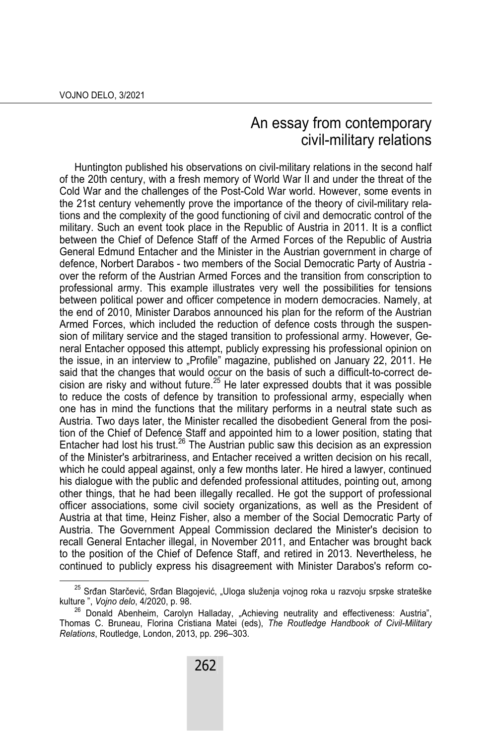## An essay from contemporary civil-military relations

Huntington published his observations on civil-military relations in the second half of the 20th century, with a fresh memory of World War II and under the threat of the Cold War and the challenges of the Post-Cold War world. However, some events in the 21st century vehemently prove the importance of the theory of civil-military relations and the complexity of the good functioning of civil and democratic control of the military. Such an event took place in the Republic of Austria in 2011. It is a conflict between the Chief of Defence Staff of the Armed Forces of the Republic of Austria General Edmund Entacher and the Minister in the Austrian government in charge of defence, Norbert Darabos - two members of the Social Democratic Party of Austria - over the reform of the Austrian Armed Forces and the transition from conscription to professional army. This example illustrates very well the possibilities for tensions between political power and officer competence in modern democracies. Namely, at the end of 2010, Minister Darabos announced his plan for the reform of the Austrian Armed Forces, which included the reduction of defence costs through the suspension of military service and the staged transition to professional army. However, General Entacher opposed this attempt, publicly expressing his professional opinion on the issue, in an interview to „Profile" magazine, published on January 22, 2011. He said that the changes that would occur on the basis of such a difficult-to-correct decision are risky and without future.[25] He later expressed doubts that it was possible to reduce the costs of defence by transition to professional army, especially when one has in mind the functions that the military performs in a neutral state such as Austria. Two days later, the Minister recalled the disobedient General from the position of the Chief of Defence Staff and appointed him to a lower position, stating that Entacher had lost his trust.[26] The Austrian public saw this decision as an expression of the Minister's arbitrariness, and Entacher received a written decision on his recall, which he could appeal against, only a few months later. He hired a lawyer, continued his dialogue with the public and defended professional attitudes, pointing out, among other things, that he had been illegally recalled. He got the support of professional officer associations, some civil society organizations, as well as the President of Austria at that time, Heinz Fisher, also a member of the Social Democratic Party of Austria. The Government Appeal Commission declared the Minister's decision to recall General Entacher illegal, in November 2011, and Entacher was brought back to the position of the Chief of Defence Staff, and retired in 2013. Nevertheless, he continued to publicly express his disagreement with Minister Darabos's reform co-

---

[25] Srđan Starčević, Srđan Blagojević, „Uloga služenja vojnog roka u razvoju srpske strateške kulture ", *Vojno delo*, 4/2020, p. 98.

[26] Donald Abenheim, Carolyn Halladay, „Achieving neutrality and effectiveness: Austria", Thomas C. Bruneau, Florina Cristiana Matei (eds), *The Routledge Handbook of Civil-Military Relations*, Routledge, London, 2013, pp. 296–303.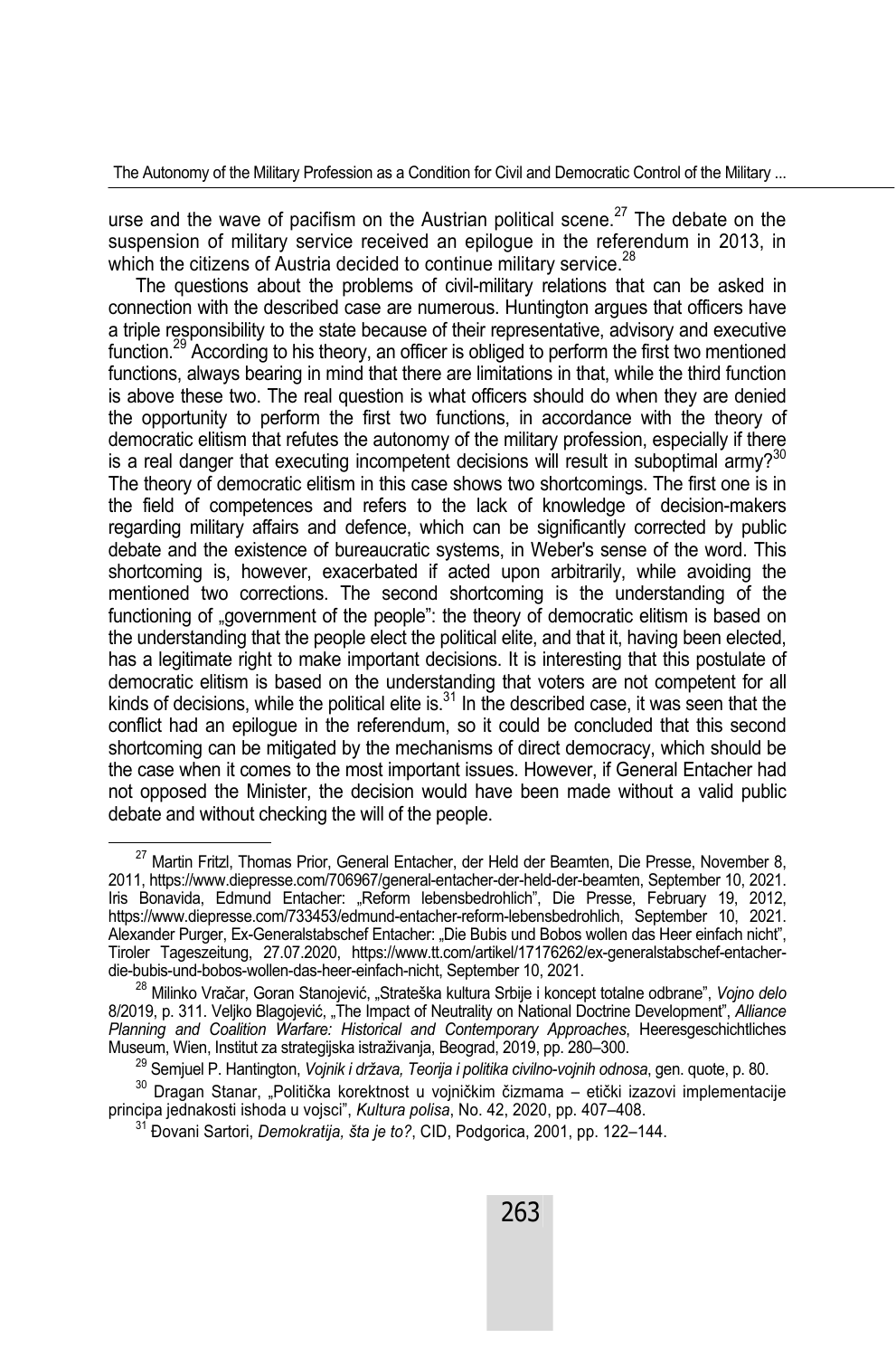urse and the wave of pacifism on the Austrian political scene.[27] The debate on the suspension of military service received an epilogue in the referendum in 2013, in which the citizens of Austria decided to continue military service.[28]

The questions about the problems of civil-military relations that can be asked in connection with the described case are numerous. Huntington argues that officers have a triple responsibility to the state because of their representative, advisory and executive function.[29] According to his theory, an officer is obliged to perform the first two mentioned functions, always bearing in mind that there are limitations in that, while the third function is above these two. The real question is what officers should do when they are denied the opportunity to perform the first two functions, in accordance with the theory of democratic elitism that refutes the autonomy of the military profession, especially if there is a real danger that executing incompetent decisions will result in suboptimal army?[30] The theory of democratic elitism in this case shows two shortcomings. The first one is in the field of competences and refers to the lack of knowledge of decision-makers regarding military affairs and defence, which can be significantly corrected by public debate and the existence of bureaucratic systems, in Weber's sense of the word. This shortcoming is, however, exacerbated if acted upon arbitrarily, while avoiding the mentioned two corrections. The second shortcoming is the understanding of the functioning of „government of the people": the theory of democratic elitism is based on the understanding that the people elect the political elite, and that it, having been elected, has a legitimate right to make important decisions. It is interesting that this postulate of democratic elitism is based on the understanding that voters are not competent for all kinds of decisions, while the political elite is.[31] In the described case, it was seen that the conflict had an epilogue in the referendum, so it could be concluded that this second shortcoming can be mitigated by the mechanisms of direct democracy, which should be the case when it comes to the most important issues. However, if General Entacher had not opposed the Minister, the decision would have been made without a valid public debate and without checking the will of the people.

---

[27] Martin Fritzl, Thomas Prior, General Entacher, der Held der Beamten, Die Presse, November 8, 2011, https://www.diepresse.com/706967/general-entacher-der-held-der-beamten, September 10, 2021. Iris Bonavida, Edmund Entacher: „Reform lebensbedrohlich", Die Presse, February 19, 2012, https://www.diepresse.com/733453/edmund-entacher-reform-lebensbedrohlich, September 10, 2021. Alexander Purger, Ex-Generalstabschef Entacher: „Die Bubis und Bobos wollen das Heer einfach nicht", Tiroler Tageszeitung, 27.07.2020, https://www.tt.com/artikel/17176262/ex-generalstabschef-entacher-die-bubis-und-bobos-wollen-das-heer-einfach-nicht, September 10, 2021.

[28] Milinko Vračar, Goran Stanojević, „Strateška kultura Srbije i koncept totalne odbrane", *Vojno delo* 8/2019, p. 311. Veljko Blagojević, „The Impact of Neutrality on National Doctrine Development", *Alliance Planning and Coalition Warfare: Historical and Contemporary Approaches*, Heeresgeschichtliches Museum, Wien, Institut za strategijska istraživanja, Beograd, 2019, pp. 280–300.

[29] Semjuel P. Hantington, *Vojnik i država, Teorija i politika civilno-vojnih odnosa*, gen. quote, p. 80.

[30] Dragan Stanar, „Politička korektnost u vojničkim čizmama – etički izazovi implementacije principa jednakosti ishoda u vojsci", *Kultura polisa*, No. 42, 2020, pp. 407–408.

[31] Đovani Sartori, *Demokratija, šta je to?*, CID, Podgorica, 2001, pp. 122–144.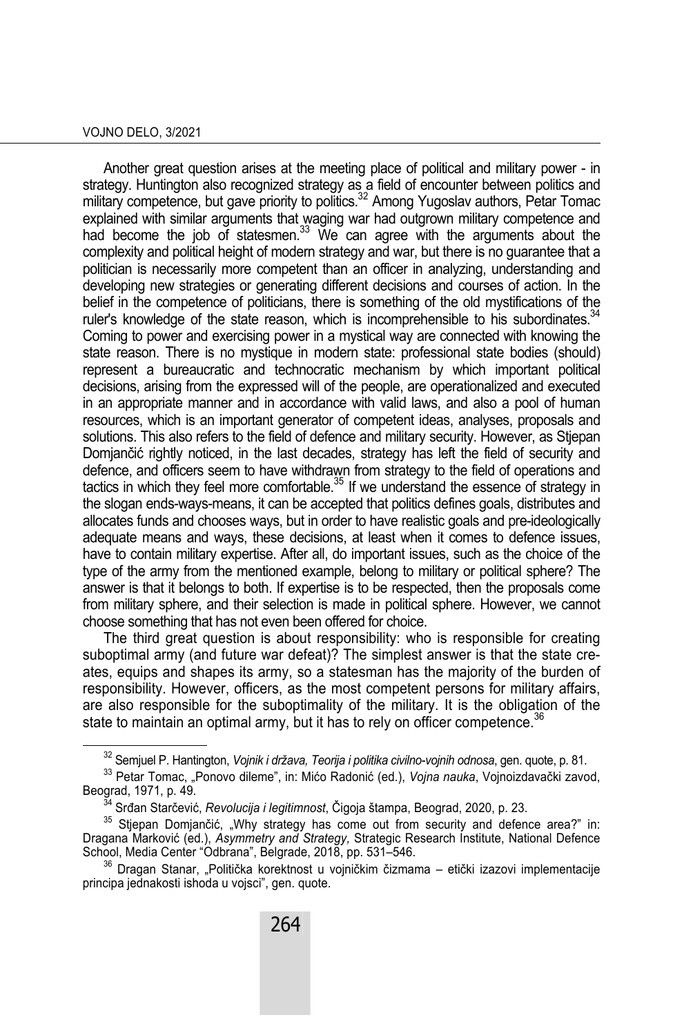Another great question arises at the meeting place of political and military power - in strategy. Huntington also recognized strategy as a field of encounter between politics and military competence, but gave priority to politics.[32] Among Yugoslav authors, Petar Tomac explained with similar arguments that waging war had outgrown military competence and had become the job of statesmen.[33] We can agree with the arguments about the complexity and political height of modern strategy and war, but there is no guarantee that a politician is necessarily more competent than an officer in analyzing, understanding and developing new strategies or generating different decisions and courses of action. In the belief in the competence of politicians, there is something of the old mystifications of the ruler's knowledge of the state reason, which is incomprehensible to his subordinates.[34] Coming to power and exercising power in a mystical way are connected with knowing the state reason. There is no mystique in modern state: professional state bodies (should) represent a bureaucratic and technocratic mechanism by which important political decisions, arising from the expressed will of the people, are operationalized and executed in an appropriate manner and in accordance with valid laws, and also a pool of human resources, which is an important generator of competent ideas, analyses, proposals and solutions. This also refers to the field of defence and military security. However, as Stjepan Domjančić rightly noticed, in the last decades, strategy has left the field of security and defence, and officers seem to have withdrawn from strategy to the field of operations and tactics in which they feel more comfortable.[35] If we understand the essence of strategy in the slogan ends-ways-means, it can be accepted that politics defines goals, distributes and allocates funds and chooses ways, but in order to have realistic goals and pre-ideologically adequate means and ways, these decisions, at least when it comes to defence issues, have to contain military expertise. After all, do important issues, such as the choice of the type of the army from the mentioned example, belong to military or political sphere? The answer is that it belongs to both. If expertise is to be respected, then the proposals come from military sphere, and their selection is made in political sphere. However, we cannot choose something that has not even been offered for choice.

The third great question is about responsibility: who is responsible for creating suboptimal army (and future war defeat)? The simplest answer is that the state creates, equips and shapes its army, so a statesman has the majority of the burden of responsibility. However, officers, as the most competent persons for military affairs, are also responsible for the suboptimality of the military. It is the obligation of the state to maintain an optimal army, but it has to rely on officer competence.[36]

---

[32] Semjuel P. Hantington, *Vojnik i država, Teorija i politika civilno-vojnih odnosa*, gen. quote, p. 81.

[33] Petar Tomac, „Ponovo dileme", in: Mićo Radonić (ed.), *Vojna nauka*, Vojnoizdavački zavod, Beograd, 1971, p. 49.

[34] Srđan Starčević, *Revolucija i legitimnost*, Čigoja štampa, Beograd, 2020, p. 23.

[35] Stjepan Domjančić, „Why strategy has come out from security and defence area?" in: Dragana Marković (ed.), *Asymmetry and Strategy,* Strategic Research Institute, National Defence School, Media Center "Odbrana", Belgrade, 2018, pp. 531–546.

[36] Dragan Stanar, „Politička korektnost u vojničkim čizmama – etički izazovi implementacije principa jednakosti ishoda u vojsci", gen. quote.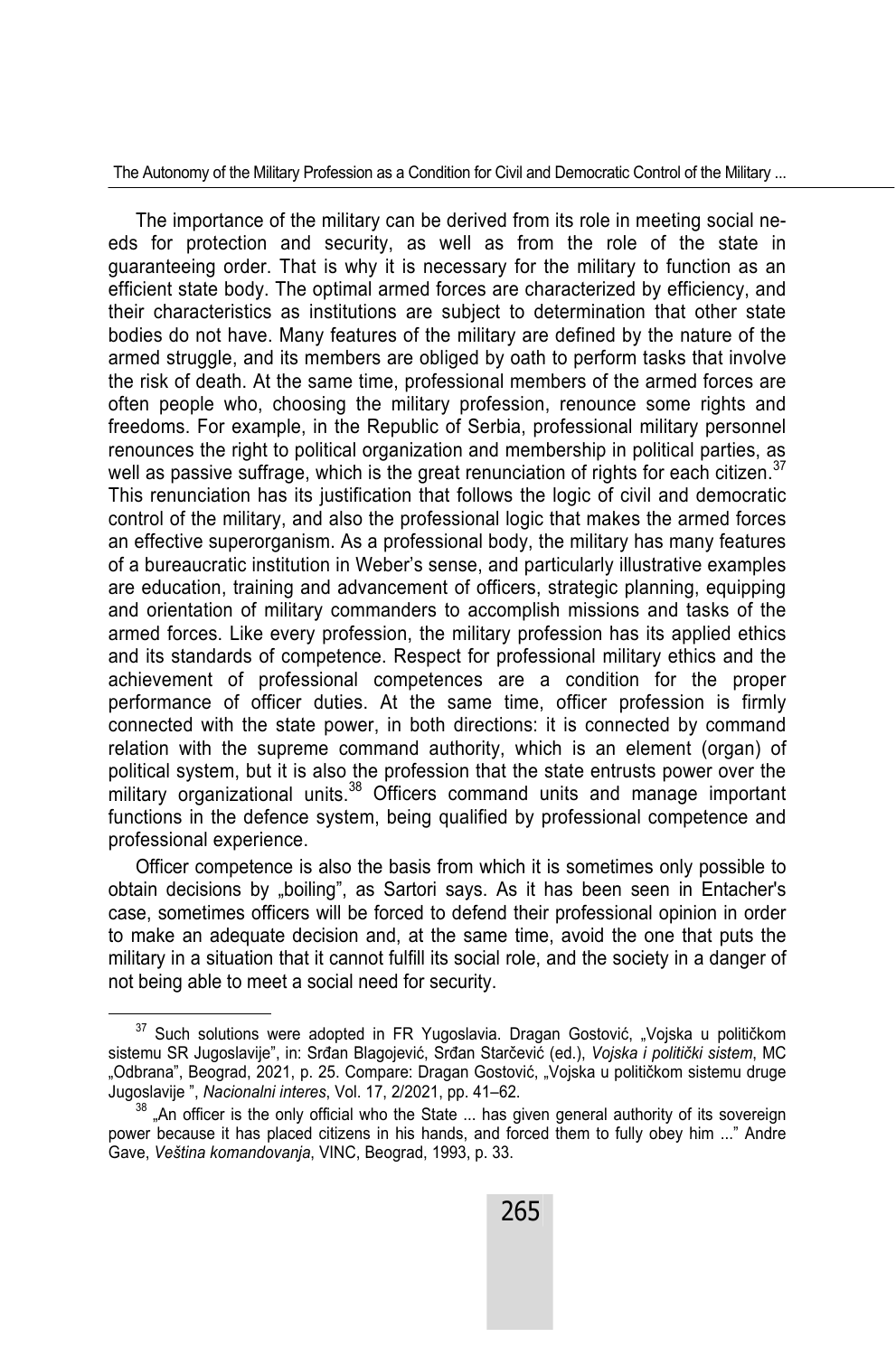The importance of the military can be derived from its role in meeting social needs for protection and security, as well as from the role of the state in guaranteeing order. That is why it is necessary for the military to function as an efficient state body. The optimal armed forces are characterized by efficiency, and their characteristics as institutions are subject to determination that other state bodies do not have. Many features of the military are defined by the nature of the armed struggle, and its members are obliged by oath to perform tasks that involve the risk of death. At the same time, professional members of the armed forces are often people who, choosing the military profession, renounce some rights and freedoms. For example, in the Republic of Serbia, professional military personnel renounces the right to political organization and membership in political parties, as well as passive suffrage, which is the great renunciation of rights for each citizen.[37] This renunciation has its justification that follows the logic of civil and democratic control of the military, and also the professional logic that makes the armed forces an effective superorganism. As a professional body, the military has many features of a bureaucratic institution in Weber's sense, and particularly illustrative examples are education, training and advancement of officers, strategic planning, equipping and orientation of military commanders to accomplish missions and tasks of the armed forces. Like every profession, the military profession has its applied ethics and its standards of competence. Respect for professional military ethics and the achievement of professional competences are a condition for the proper performance of officer duties. At the same time, officer profession is firmly connected with the state power, in both directions: it is connected by command relation with the supreme command authority, which is an element (organ) of political system, but it is also the profession that the state entrusts power over the military organizational units.[38] Officers command units and manage important functions in the defence system, being qualified by professional competence and professional experience.

Officer competence is also the basis from which it is sometimes only possible to obtain decisions by „boiling", as Sartori says. As it has been seen in Entacher's case, sometimes officers will be forced to defend their professional opinion in order to make an adequate decision and, at the same time, avoid the one that puts the military in a situation that it cannot fulfill its social role, and the society in a danger of not being able to meet a social need for security.

---

[37] Such solutions were adopted in FR Yugoslavia. Dragan Gostović, „Vojska u političkom sistemu SR Jugoslavije", in: Srđan Blagojević, Srđan Starčević (ed.), *Vojska i politički sistem*, MC „Odbrana", Beograd, 2021, p. 25. Compare: Dragan Gostović, „Vojska u političkom sistemu druge Jugoslavije ", *Nacionalni interes*, Vol. 17, 2/2021, pp. 41–62.

[38] „An officer is the only official who the State ... has given general authority of its sovereign power because it has placed citizens in his hands, and forced them to fully obey him ..." Andre Gave, *Veština komandovanja*, VINC, Beograd, 1993, p. 33.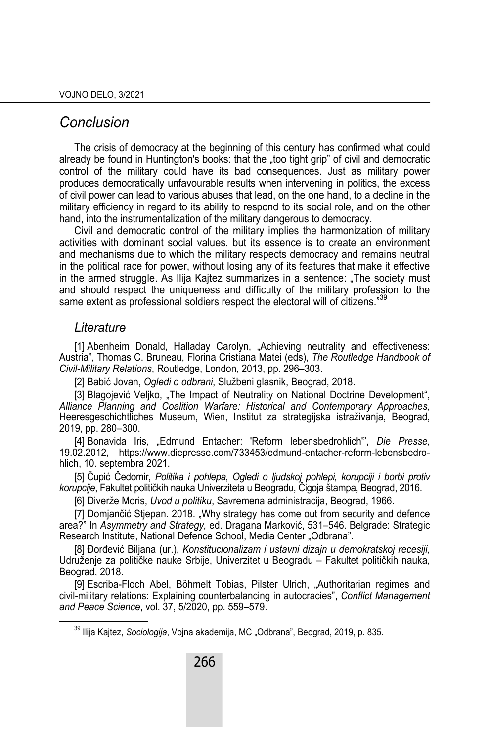## *Conclusion*

The crisis of democracy at the beginning of this century has confirmed what could already be found in Huntington's books: that the „too tight grip" of civil and democratic control of the military could have its bad consequences. Just as military power produces democratically unfavourable results when intervening in politics, the excess of civil power can lead to various abuses that lead, on the one hand, to a decline in the military efficiency in regard to its ability to respond to its social role, and on the other hand, into the instrumentalization of the military dangerous to democracy.

Civil and democratic control of the military implies the harmonization of military activities with dominant social values, but its essence is to create an environment and mechanisms due to which the military respects democracy and remains neutral in the political race for power, without losing any of its features that make it effective in the armed struggle. As Ilija Kajtez summarizes in a sentence: „The society must and should respect the uniqueness and difficulty of the military profession to the same extent as professional soldiers respect the electoral will of citizens."[39]

### *Literature*

[1] Abenheim Donald, Halladay Carolyn, „Achieving neutrality and effectiveness: Austria", Thomas C. Bruneau, Florina Cristiana Matei (eds), *The Routledge Handbook of Civil-Military Relations*, Routledge, London, 2013, pp. 296–303.

[2] Babić Jovan, *Ogledi o odbrani*, Službeni glasnik, Beograd, 2018.

[3] Blagojević Veljko, „The Impact of Neutrality on National Doctrine Development", *Alliance Planning and Coalition Warfare: Historical and Contemporary Approaches*, Heeresgeschichtliches Museum, Wien, Institut za strategijska istraživanja, Beograd, 2019, pp. 280–300.

[4] Bonavida Iris, „Edmund Entacher: 'Reform lebensbedrohlich'", *Die Presse*, 19.02.2012, https://www.diepresse.com/733453/edmund-entacher-reform-lebensbedrohlich, 10. septembra 2021.

[5] Čupić Čedomir, *Politika i pohlepa, Ogledi o ljudskoj pohlepi, korupciji i borbi protiv korupcije*, Fakultet političkih nauka Univerziteta u Beogradu, Čigoja štampa, Beograd, 2016.

[6] Diverže Moris, *Uvod u politiku*, Savremena administracija, Beograd, 1966.

[7] Domjančić Stjepan. 2018. „Why strategy has come out from security and defence area?" In *Asymmetry and Strategy,* ed. Dragana Marković, 531–546. Belgrade: Strategic Research Institute, National Defence School, Media Center „Odbrana".

[8] Đorđević Biljana (ur.), *Konstitucionalizam i ustavni dizajn u demokratskoj recesiji*, Udruženje za političke nauke Srbije, Univerzitet u Beogradu – Fakultet političkih nauka, Beograd, 2018.

[9] Escriba-Floch Abel, Böhmelt Tobias, Pilster Ulrich, „Authoritarian regimes and civil-military relations: Explaining counterbalancing in autocracies", *Conflict Management and Peace Science*, vol. 37, 5/2020, pp. 559–579.

---

[39] Ilija Kajtez, *Sociologija*, Vojna akademija, MC „Odbrana", Beograd, 2019, p. 835.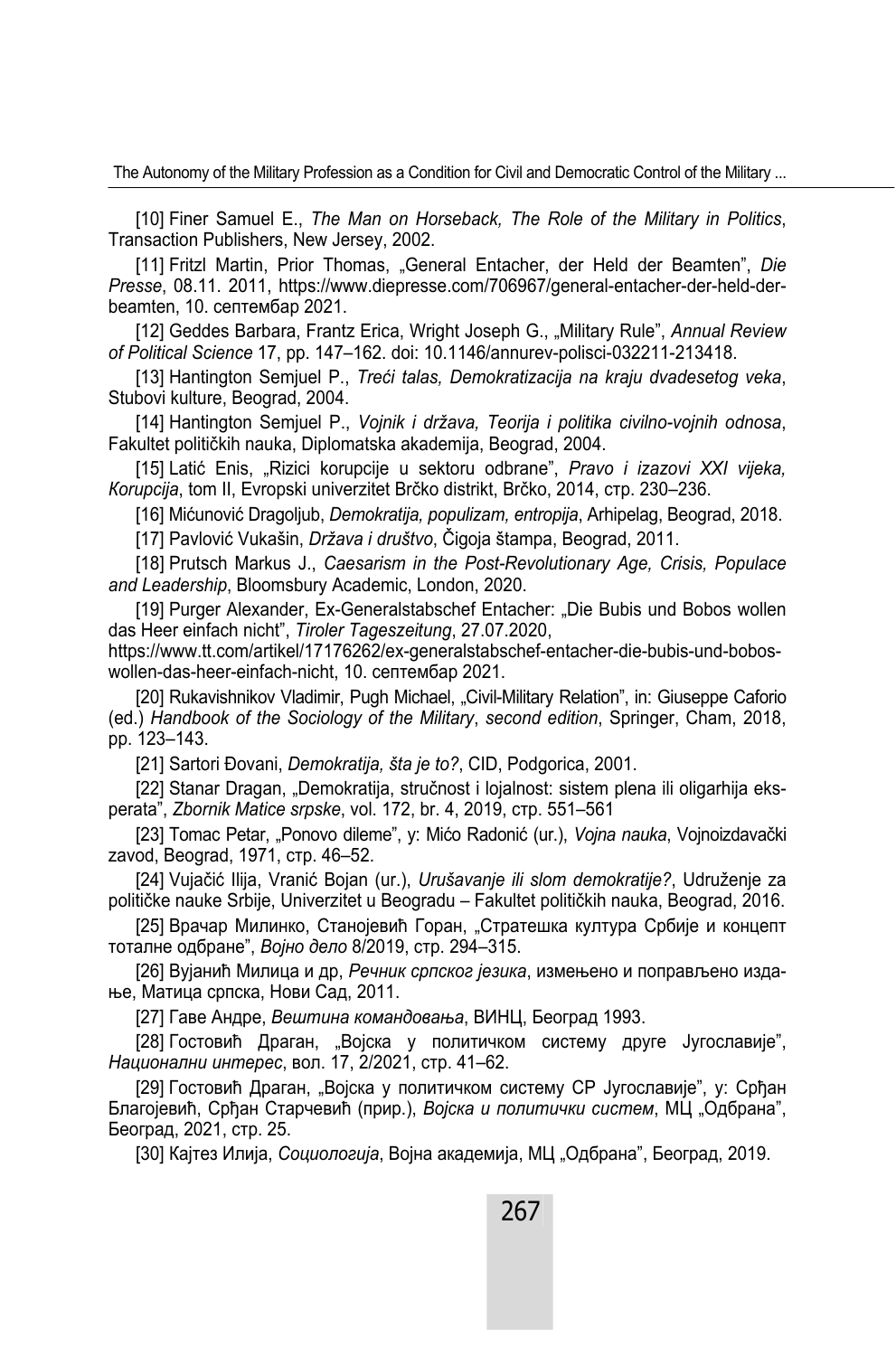[10] Finer Samuel E., *The Man on Horseback, The Role of the Military in Politics*, Transaction Publishers, New Jersey, 2002.

[11] Fritzl Martin, Prior Thomas, „General Entacher, der Held der Beamten", *Die Presse*, 08.11. 2011, https://www.diepresse.com/706967/general-entacher-der-held-der-beamten, 10. септембар 2021.

[12] Geddes Barbara, Frantz Erica, Wright Joseph G., „Military Rule", *Annual Review of Political Science* 17, pp. 147–162. doi: 10.1146/annurev-polisci-032211-213418.

[13] Hantington Semjuel P., *Treći talas, Demokratizacija na kraju dvadesetog veka*, Stubovi kulture, Beograd, 2004.

[14] Hantington Semjuel P., *Vojnik i država, Teorija i politika civilno-vojnih odnosa*, Fakultet političkih nauka, Diplomatska akademija, Beograd, 2004.

[15] Latić Enis, „Rizici korupcije u sektoru odbrane", *Pravo i izazovi XXI vijeka, Korupcija*, tom II, Evropski univerzitet Brčko distrikt, Brčko, 2014, стр. 230–236.

[16] Mićunović Dragoljub, *Demokratija, populizam, entropija*, Arhipelag, Beograd, 2018.

[17] Pavlović Vukašin, *Država i društvo*, Čigoja štampa, Beograd, 2011.

[18] Prutsch Markus J., *Caesarism in the Post-Revolutionary Age, Crisis, Populace and Leadership*, Bloomsbury Academic, London, 2020.

[19] Purger Alexander, Ex-Generalstabschef Entacher: „Die Bubis und Bobos wollen das Heer einfach nicht", *Tiroler Tageszeitung*, 27.07.2020, https://www.tt.com/artikel/17176262/ex-generalstabschef-entacher-die-bubis-und-bobos-wollen-das-heer-einfach-nicht, 10. септембар 2021.

[20] Rukavishnikov Vladimir, Pugh Michael, „Civil-Military Relation", in: Giuseppe Caforio (ed.) *Handbook of the Sociology of the Military*, *second edition*, Springer, Cham, 2018, pp. 123–143.

[21] Sartori Đovani, *Demokratija, šta je to?*, CID, Podgorica, 2001.

[22] Stanar Dragan, „Demokratija, stručnost i lojalnost: sistem plena ili oligarhija eksperata", *Zbornik Matice srpske*, vol. 172, br. 4, 2019, стр. 551–561

[23] Tomac Petar, „Ponovo dileme", у: Mićo Radonić (ur.), *Vojna nauka*, Vojnoizdavački zavod, Beograd, 1971, стр. 46–52.

[24] Vujačić Ilija, Vranić Bojan (ur.), *Urušavanje ili slom demokratije?*, Udruženje za političke nauke Srbije, Univerzitet u Beogradu – Fakultet političkih nauka, Beograd, 2016.

[25] Врачар Милинко, Станојевић Горан, „Стратешка култура Србије и концепт тоталне одбране", *Војно дело* 8/2019, стр. 294–315.

[26] Вујанић Милица и др, *Речник српског језика*, измењено и поправљено издање, Матица српска, Нови Сад, 2011.

[27] Гаве Андре, *Вештина командовања*, ВИНЦ, Београд 1993.

[28] Гостовић Драган, „Војска у политичком систему друге Југославије", *Национални интерес*, вол. 17, 2/2021, стр. 41–62.

[29] Гостовић Драган, „Војска у политичком систему СР Југославије", у: Срђан Благојевић, Срђан Старчевић (прир.), *Војска и политички систем*, МЦ „Одбрана", Београд, 2021, стр. 25.

[30] Кајтез Илија, *Социологија*, Војна академија, МЦ „Одбрана", Београд, 2019.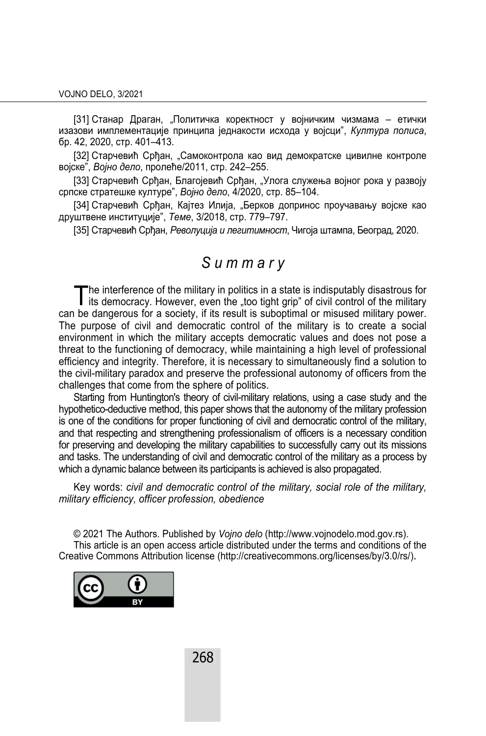[31] Станар Драган, „Политичка коректност у војничким чизмама – етички изазови имплементације принципа једнакости исхода у војсци", *Култура полиса*, бр. 42, 2020, стр. 401–413.

[32] Старчевић Срђан, „Самоконтрола као вид демократске цивилне контроле војске", *Војно дело*, пролеће/2011, стр. 242–255.

[33] Старчевић Срђан, Благојевић Срђан, „Улога служења војног рока у развоју српске стратешке културе", *Војно дело*, 4/2020, стр. 85–104.

[34] Старчевић Срђан, Кајтез Илија, „Берков допринос проучавању војске као друштвене институције", *Теме*, 3/2018, стр. 779–797.

[35] Старчевић Срђан, *Револуција и легитимност*, Чигоја штампа, Београд, 2020.

## *Summary*

The interference of the military in politics in a state is indisputably disastrous for its democracy. However, even the „too tight grip" of civil control of the military can be dangerous for a society, if its result is suboptimal or misused military power. The purpose of civil and democratic control of the military is to create a social environment in which the military accepts democratic values and does not pose a threat to the functioning of democracy, while maintaining a high level of professional efficiency and integrity. Therefore, it is necessary to simultaneously find a solution to the civil-military paradox and preserve the professional autonomy of officers from the challenges that come from the sphere of politics.

Starting from Huntington's theory of civil-military relations, using a case study and the hypothetico-deductive method, this paper shows that the autonomy of the military profession is one of the conditions for proper functioning of civil and democratic control of the military, and that respecting and strengthening professionalism of officers is a necessary condition for preserving and developing the military capabilities to successfully carry out its missions and tasks. The understanding of civil and democratic control of the military as a process by which a dynamic balance between its participants is achieved is also propagated.

Key words: *civil and democratic control of the military, social role of the military, military efficiency, officer profession, obedience*

© 2021 The Authors. Published by *Vojno delo* (http://www.vojnodelo.mod.gov.rs).
This article is an open access article distributed under the terms and conditions of the Creative Commons Attribution license (http://creativecommons.org/licenses/by/3.0/rs/).